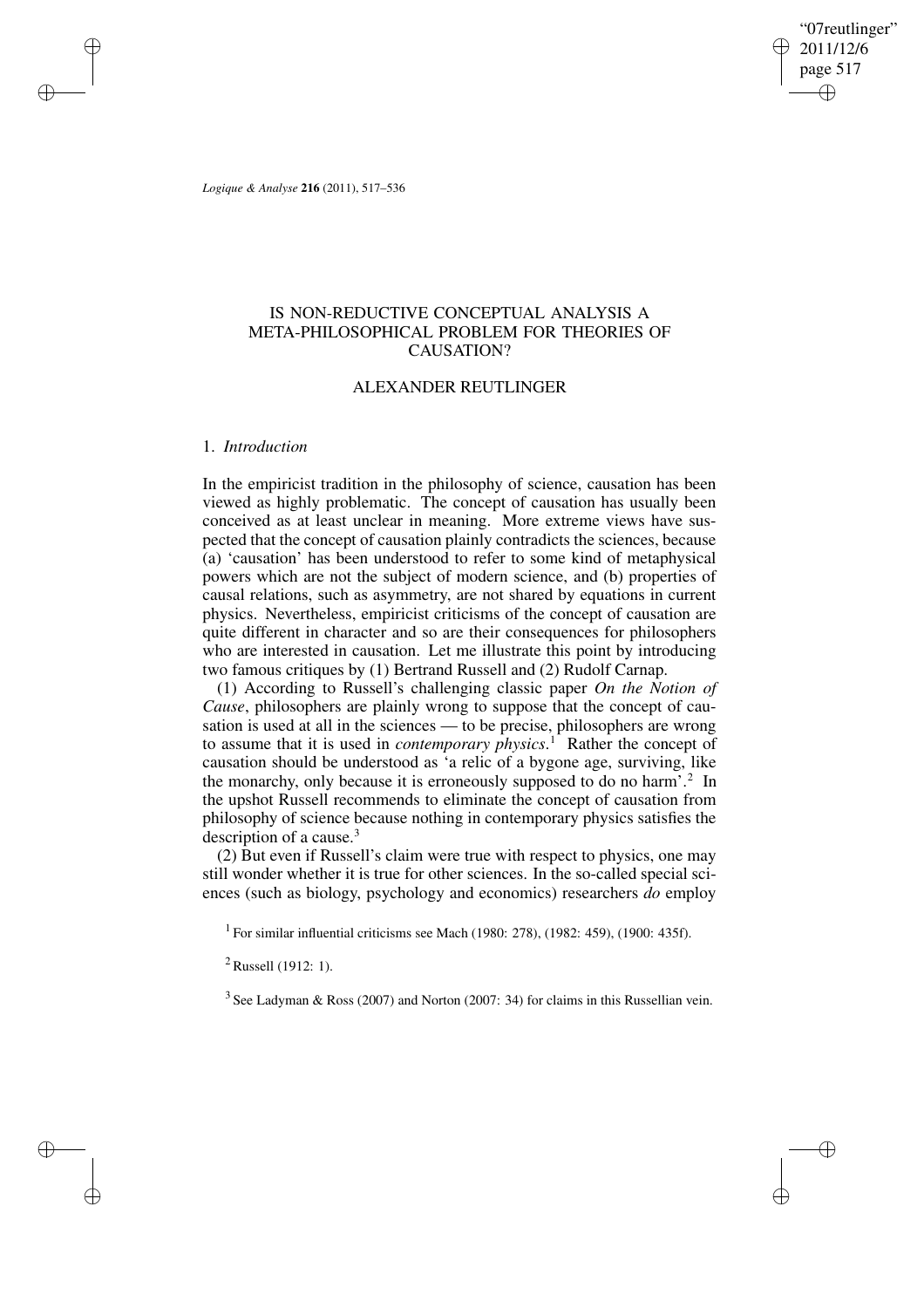# IS NON-REDUCTIVE CONCEPTUAL ANALYSIS A META-PHILOSOPHICAL PROBLEM FOR THEORIES OF CAUSATION?

## ALEXANDER REUTLINGER

### 1. *Introduction*

In the empiricist tradition in the philosophy of science, causation has been viewed as highly problematic. The concept of causation has usually been conceived as at least unclear in meaning. More extreme views have suspected that the concept of causation plainly contradicts the sciences, because (a) 'causation' has been understood to refer to some kind of metaphysical powers which are not the subject of modern science, and (b) properties of causal relations, such as asymmetry, are not shared by equations in current physics. Nevertheless, empiricist criticisms of the concept of causation are quite different in character and so are their consequences for philosophers who are interested in causation. Let me illustrate this point by introducing two famous critiques by (1) Bertrand Russell and (2) Rudolf Carnap.

(1) According to Russell's challenging classic paper *On the Notion of Cause*, philosophers are plainly wrong to suppose that the concept of causation is used at all in the sciences — to be precise, philosophers are wrong to assume that it is used in *contemporary physics*.[1] Rather the concept of causation should be understood as 'a relic of a bygone age, surviving, like the monarchy, only because it is erroneously supposed to do no harm'.[2] In the upshot Russell recommends to eliminate the concept of causation from philosophy of science because nothing in contemporary physics satisfies the description of a cause.[3]

(2) But even if Russell's claim were true with respect to physics, one may still wonder whether it is true for other sciences. In the so-called special sciences (such as biology, psychology and economics) researchers *do* employ

[1] For similar influential criticisms see Mach (1980: 278), (1982: 459), (1900: 435f).

[2] Russell (1912: 1).

[3] See Ladyman & Ross (2007) and Norton (2007: 34) for claims in this Russellian vein.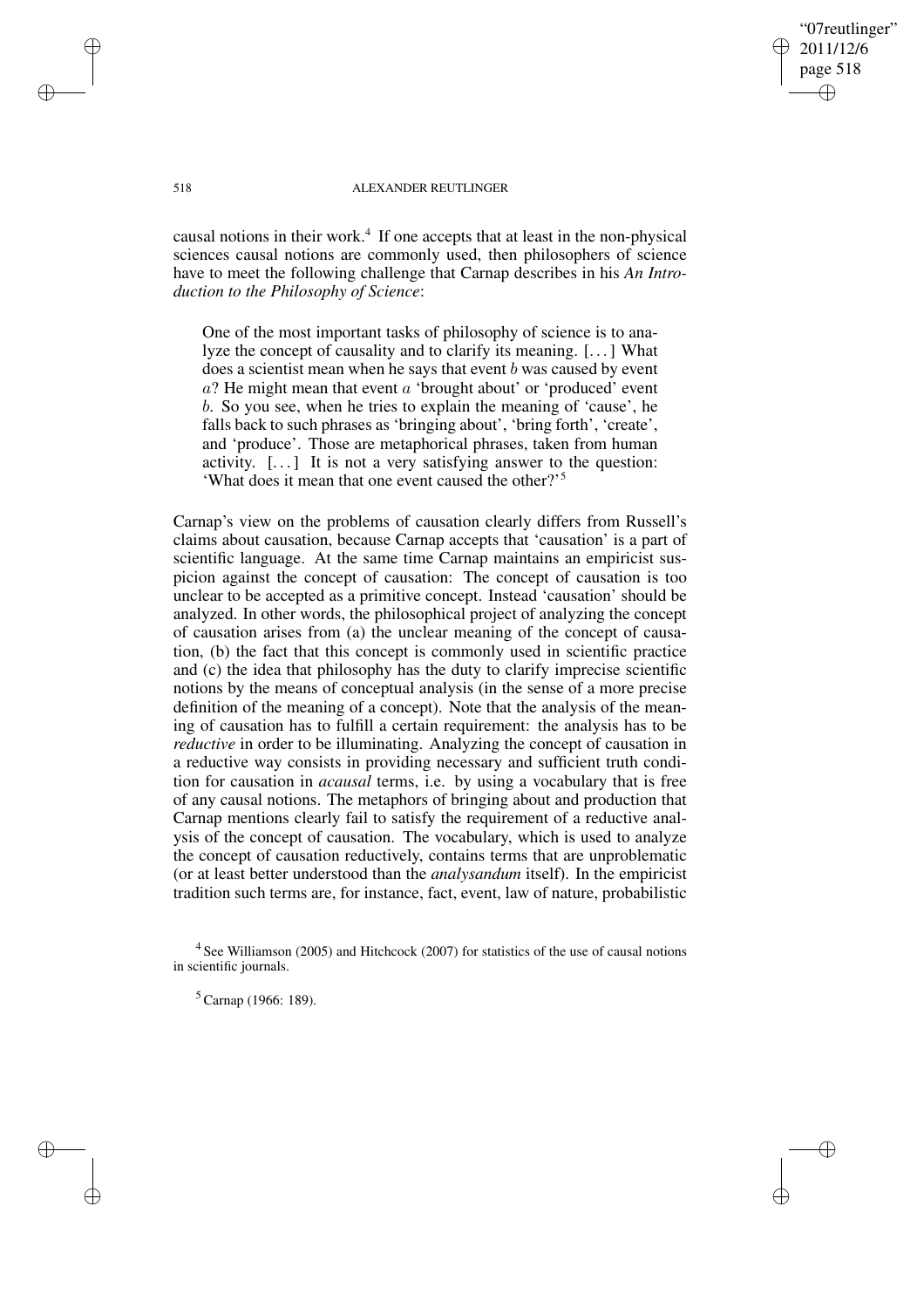causal notions in their work.[4] If one accepts that at least in the non-physical sciences causal notions are commonly used, then philosophers of science have to meet the following challenge that Carnap describes in his *An Introduction to the Philosophy of Science*:

> One of the most important tasks of philosophy of science is to analyze the concept of causality and to clarify its meaning. [...] What does a scientist mean when he says that event $b$ was caused by event $a$? He might mean that event $a$ 'brought about' or 'produced' event $b$. So you see, when he tries to explain the meaning of 'cause', he falls back to such phrases as 'bringing about', 'bring forth', 'create', and 'produce'. Those are metaphorical phrases, taken from human activity. [...] It is not a very satisfying answer to the question: 'What does it mean that one event caused the other?'[5]

Carnap's view on the problems of causation clearly differs from Russell's claims about causation, because Carnap accepts that 'causation' is a part of scientific language. At the same time Carnap maintains an empiricist suspicion against the concept of causation: The concept of causation is too unclear to be accepted as a primitive concept. Instead 'causation' should be analyzed. In other words, the philosophical project of analyzing the concept of causation arises from (a) the unclear meaning of the concept of causation, (b) the fact that this concept is commonly used in scientific practice and (c) the idea that philosophy has the duty to clarify imprecise scientific notions by the means of conceptual analysis (in the sense of a more precise definition of the meaning of a concept). Note that the analysis of the meaning of causation has to fulfill a certain requirement: the analysis has to be *reductive* in order to be illuminating. Analyzing the concept of causation in a reductive way consists in providing necessary and sufficient truth condition for causation in *acausal* terms, i.e. by using a vocabulary that is free of any causal notions. The metaphors of bringing about and production that Carnap mentions clearly fail to satisfy the requirement of a reductive analysis of the concept of causation. The vocabulary, which is used to analyze the concept of causation reductively, contains terms that are unproblematic (or at least better understood than the *analysandum* itself). In the empiricist tradition such terms are, for instance, fact, event, law of nature, probabilistic

[4] See Williamson (2005) and Hitchcock (2007) for statistics of the use of causal notions in scientific journals.

[5] Carnap (1966: 189).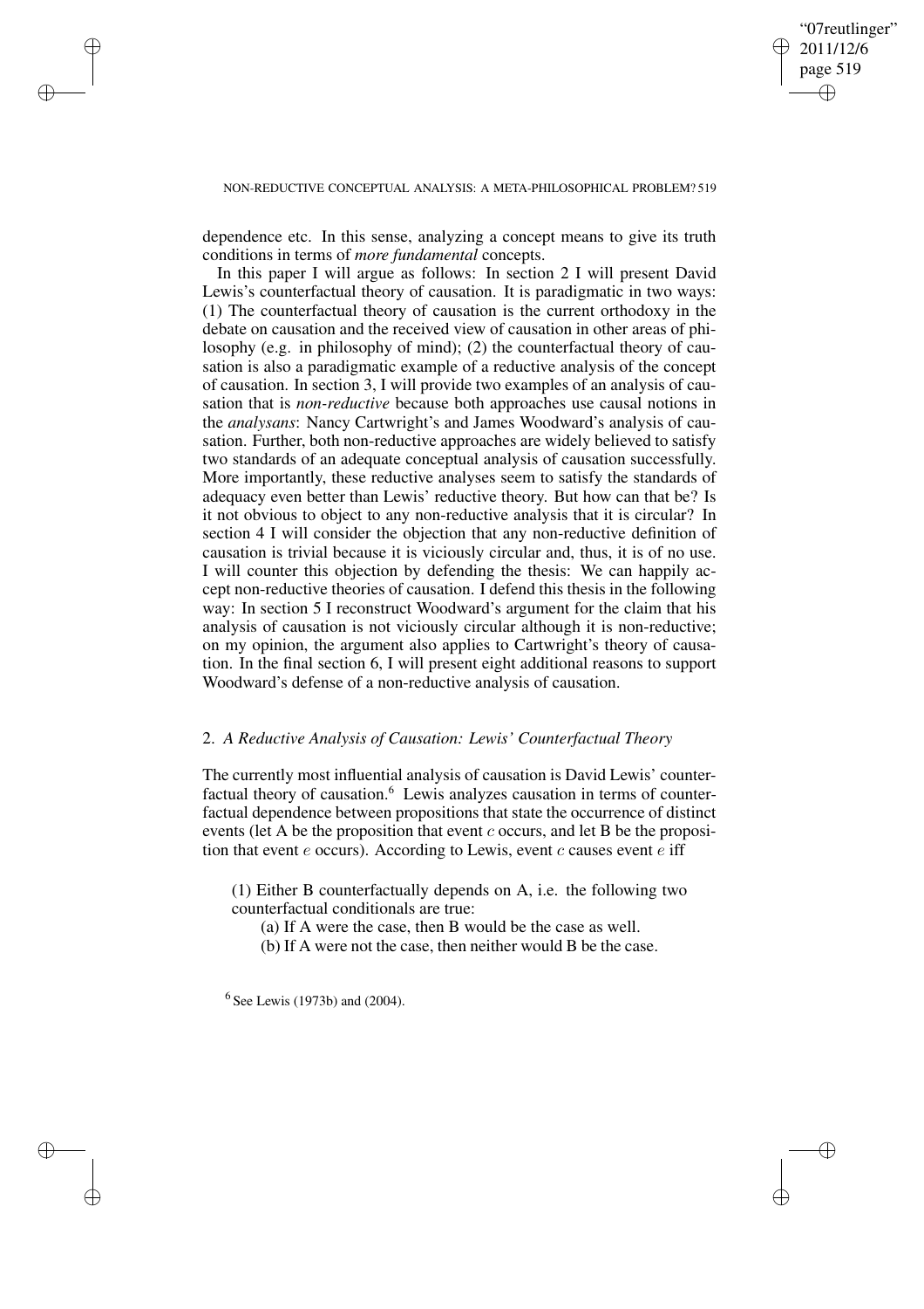dependence etc. In this sense, analyzing a concept means to give its truth conditions in terms of *more fundamental* concepts.

In this paper I will argue as follows: In section 2 I will present David Lewis's counterfactual theory of causation. It is paradigmatic in two ways: (1) The counterfactual theory of causation is the current orthodoxy in the debate on causation and the received view of causation in other areas of philosophy (e.g. in philosophy of mind); (2) the counterfactual theory of causation is also a paradigmatic example of a reductive analysis of the concept of causation. In section 3, I will provide two examples of an analysis of causation that is *non-reductive* because both approaches use causal notions in the *analysans*: Nancy Cartwright's and James Woodward's analysis of causation. Further, both non-reductive approaches are widely believed to satisfy two standards of an adequate conceptual analysis of causation successfully. More importantly, these reductive analyses seem to satisfy the standards of adequacy even better than Lewis' reductive theory. But how can that be? Is it not obvious to object to any non-reductive analysis that it is circular? In section 4 I will consider the objection that any non-reductive definition of causation is trivial because it is viciously circular and, thus, it is of no use. I will counter this objection by defending the thesis: We can happily accept non-reductive theories of causation. I defend this thesis in the following way: In section 5 I reconstruct Woodward's argument for the claim that his analysis of causation is not viciously circular although it is non-reductive; on my opinion, the argument also applies to Cartwright's theory of causation. In the final section 6, I will present eight additional reasons to support Woodward's defense of a non-reductive analysis of causation.

## 2. *A Reductive Analysis of Causation: Lewis' Counterfactual Theory*

The currently most influential analysis of causation is David Lewis' counterfactual theory of causation.[6] Lewis analyzes causation in terms of counterfactual dependence between propositions that state the occurrence of distinct events (let A be the proposition that event $c$ occurs, and let B be the proposition that event $e$ occurs). According to Lewis, event $c$ causes event $e$ iff

> (1) Either B counterfactually depends on A, i.e. the following two counterfactual conditionals are true:
>
> (a) If A were the case, then B would be the case as well.
>
> (b) If A were not the case, then neither would B be the case.

[6] See Lewis (1973b) and (2004).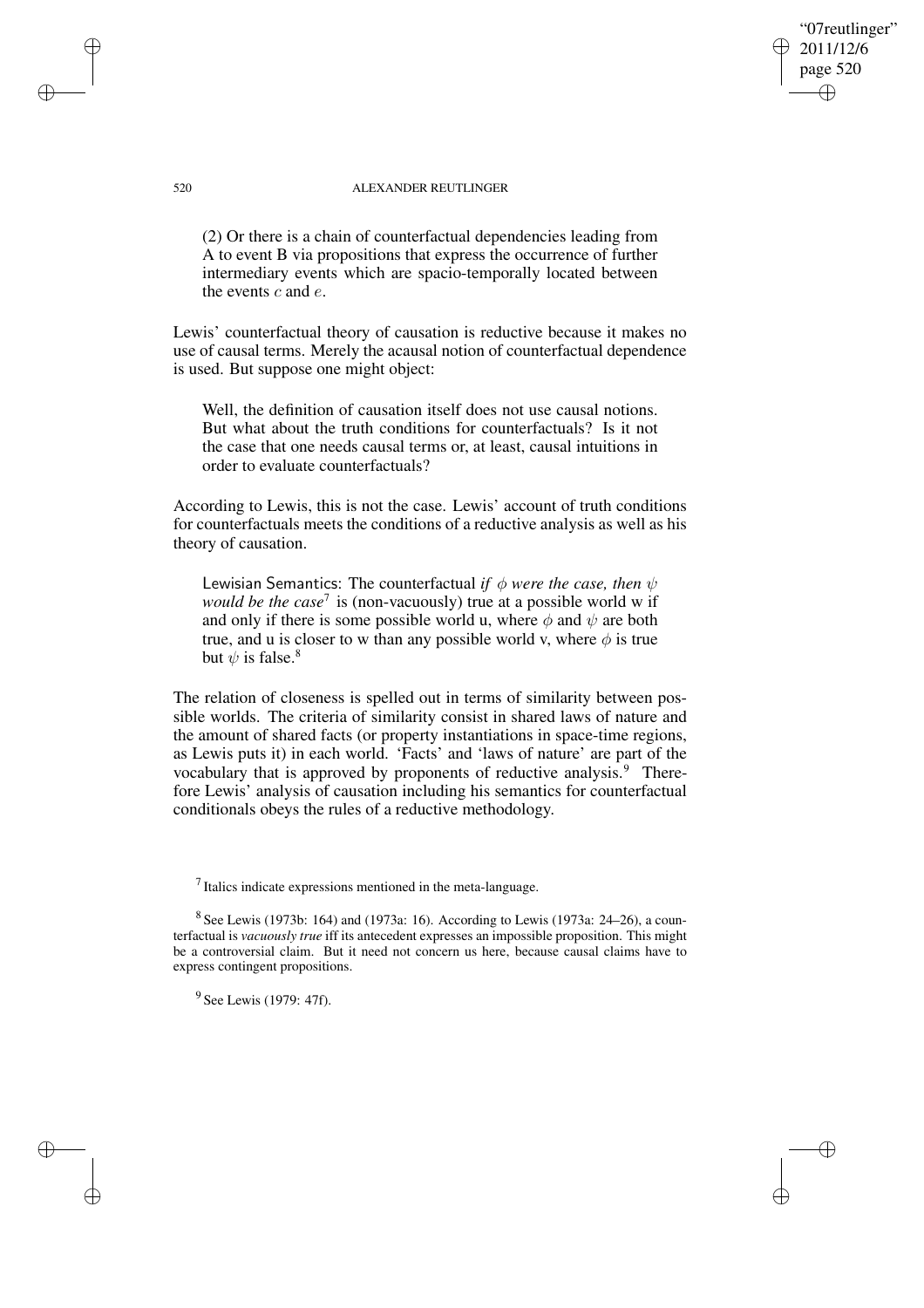(2) Or there is a chain of counterfactual dependencies leading from A to event B via propositions that express the occurrence of further intermediary events which are spacio-temporally located between the events $c$ and $e$.

Lewis' counterfactual theory of causation is reductive because it makes no use of causal terms. Merely the acausal notion of counterfactual dependence is used. But suppose one might object:

> Well, the definition of causation itself does not use causal notions. But what about the truth conditions for counterfactuals? Is it not the case that one needs causal terms or, at least, causal intuitions in order to evaluate counterfactuals?

According to Lewis, this is not the case. Lewis' account of truth conditions for counterfactuals meets the conditions of a reductive analysis as well as his theory of causation.

> Lewisian Semantics: The counterfactual *if $\phi$ were the case, then $\psi$ would be the case*[7] is (non-vacuously) true at a possible world w if and only if there is some possible world u, where $\phi$ and $\psi$ are both true, and u is closer to w than any possible world v, where $\phi$ is true but $\psi$ is false.[8]

The relation of closeness is spelled out in terms of similarity between possible worlds. The criteria of similarity consist in shared laws of nature and the amount of shared facts (or property instantiations in space-time regions, as Lewis puts it) in each world. 'Facts' and 'laws of nature' are part of the vocabulary that is approved by proponents of reductive analysis.[9] Therefore Lewis' analysis of causation including his semantics for counterfactual conditionals obeys the rules of a reductive methodology.

[7] Italics indicate expressions mentioned in the meta-language.

[8] See Lewis (1973b: 164) and (1973a: 16). According to Lewis (1973a: 24–26), a counterfactual is *vacuously true* iff its antecedent expresses an impossible proposition. This might be a controversial claim. But it need not concern us here, because causal claims have to express contingent propositions.

[9] See Lewis (1979: 47f).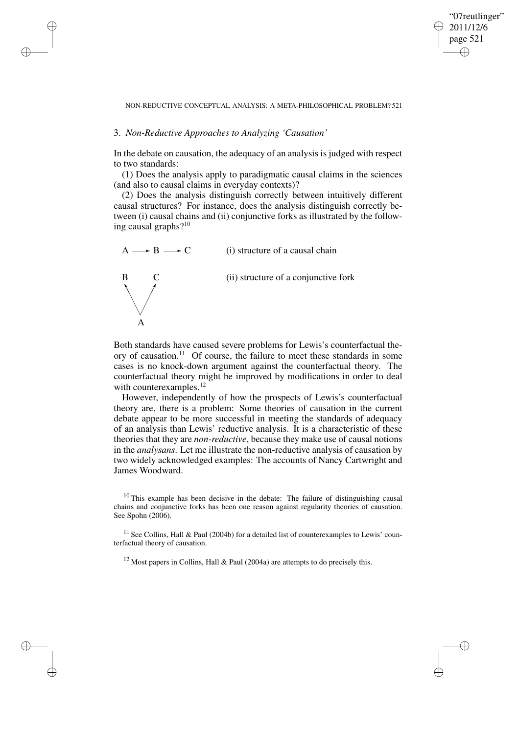### 3. *Non-Reductive Approaches to Analyzing 'Causation'*

In the debate on causation, the adequacy of an analysis is judged with respect to two standards:

(1) Does the analysis apply to paradigmatic causal claims in the sciences (and also to causal claims in everyday contexts)?

(2) Does the analysis distinguish correctly between intuitively different causal structures? For instance, does the analysis distinguish correctly between (i) causal chains and (ii) conjunctive forks as illustrated by the following causal graphs?[10]

A ⟶ B ⟶ C (i) structure of a causal chain

B ← A → C (ii) structure of a conjunctive fork

Both standards have caused severe problems for Lewis's counterfactual theory of causation.[11] Of course, the failure to meet these standards in some cases is no knock-down argument against the counterfactual theory. The counterfactual theory might be improved by modifications in order to deal with counterexamples.[12]

However, independently of how the prospects of Lewis's counterfactual theory are, there is a problem: Some theories of causation in the current debate appear to be more successful in meeting the standards of adequacy of an analysis than Lewis' reductive analysis. It is a characteristic of these theories that they are *non-reductive*, because they make use of causal notions in the *analysans*. Let me illustrate the non-reductive analysis of causation by two widely acknowledged examples: The accounts of Nancy Cartwright and James Woodward.

[10] This example has been decisive in the debate: The failure of distinguishing causal chains and conjunctive forks has been one reason against regularity theories of causation. See Spohn (2006).

[11] See Collins, Hall & Paul (2004b) for a detailed list of counterexamples to Lewis' counterfactual theory of causation.

[12] Most papers in Collins, Hall & Paul (2004a) are attempts to do precisely this.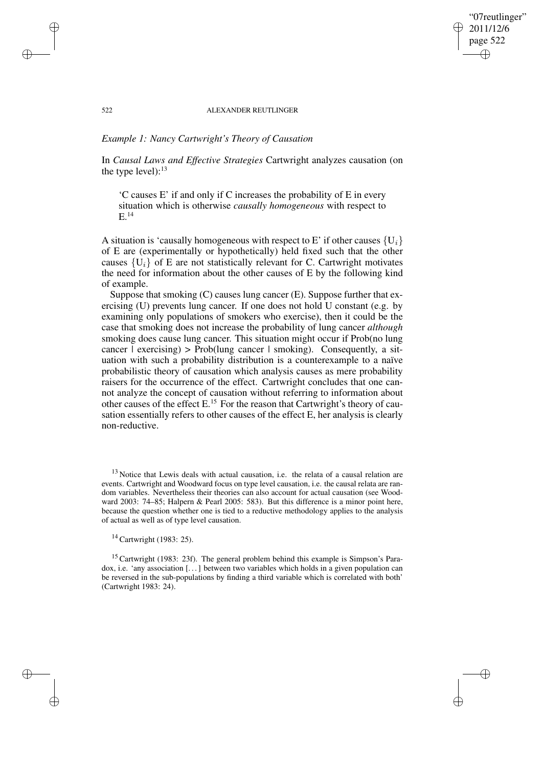*Example 1: Nancy Cartwright's Theory of Causation*

In *Causal Laws and Effective Strategies* Cartwright analyzes causation (on the type level):[13]

> 'C causes E' if and only if C increases the probability of E in every situation which is otherwise *causally homogeneous* with respect to E.[14]

A situation is 'causally homogeneous with respect to E' if other causes $\{U_i\}$ of E are (experimentally or hypothetically) held fixed such that the other causes $\{U_i\}$ of E are not statistically relevant for C. Cartwright motivates the need for information about the other causes of E by the following kind of example.

Suppose that smoking (C) causes lung cancer (E). Suppose further that exercising (U) prevents lung cancer. If one does not hold U constant (e.g. by examining only populations of smokers who exercise), then it could be the case that smoking does not increase the probability of lung cancer *although* smoking does cause lung cancer. This situation might occur if Prob(no lung cancer | exercising) > Prob(lung cancer | smoking). Consequently, a situation with such a probability distribution is a counterexample to a naïve probabilistic theory of causation which analysis causes as mere probability raisers for the occurrence of the effect. Cartwright concludes that one cannot analyze the concept of causation without referring to information about other causes of the effect E.[15] For the reason that Cartwright's theory of causation essentially refers to other causes of the effect E, her analysis is clearly non-reductive.

[13] Notice that Lewis deals with actual causation, i.e. the relata of a causal relation are events. Cartwright and Woodward focus on type level causation, i.e. the causal relata are random variables. Nevertheless their theories can also account for actual causation (see Woodward 2003: 74–85; Halpern & Pearl 2005: 583). But this difference is a minor point here, because the question whether one is tied to a reductive methodology applies to the analysis of actual as well as of type level causation.

[14] Cartwright (1983: 25).

[15] Cartwright (1983: 23f). The general problem behind this example is Simpson's Paradox, i.e. 'any association [...] between two variables which holds in a given population can be reversed in the sub-populations by finding a third variable which is correlated with both' (Cartwright 1983: 24).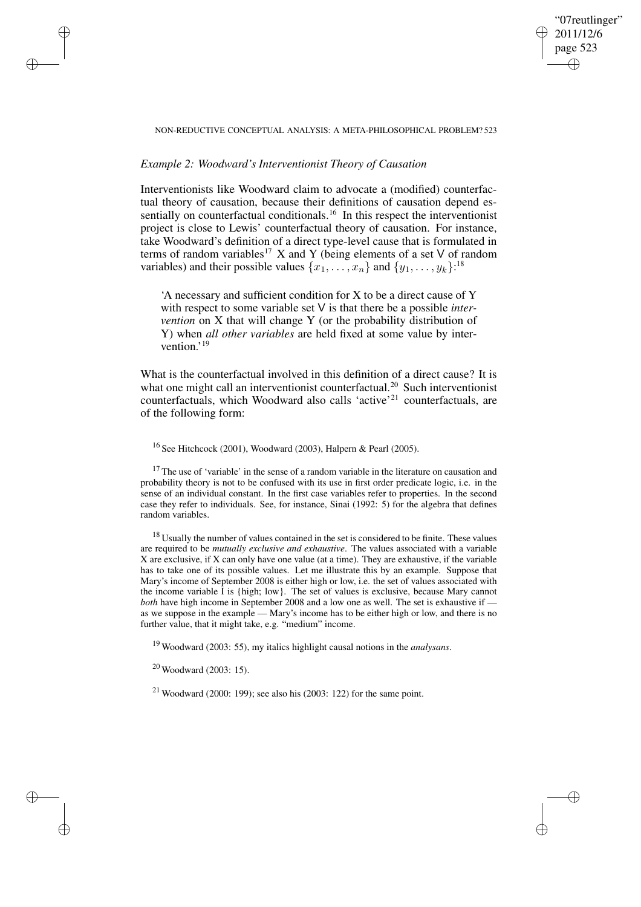*Example 2: Woodward's Interventionist Theory of Causation*

Interventionists like Woodward claim to advocate a (modified) counterfactual theory of causation, because their definitions of causation depend essentially on counterfactual conditionals.[16] In this respect the interventionist project is close to Lewis' counterfactual theory of causation. For instance, take Woodward's definition of a direct type-level cause that is formulated in terms of random variables[17] X and Y (being elements of a set V of random variables) and their possible values $\{x_1, \ldots, x_n\}$ and $\{y_1, \ldots, y_k\}$:[18]

> 'A necessary and sufficient condition for X to be a direct cause of Y with respect to some variable set V is that there be a possible *intervention* on X that will change Y (or the probability distribution of Y) when *all other variables* are held fixed at some value by intervention.'[19]

What is the counterfactual involved in this definition of a direct cause? It is what one might call an interventionist counterfactual.[20] Such interventionist counterfactuals, which Woodward also calls 'active'[21] counterfactuals, are of the following form:

---

[16] See Hitchcock (2001), Woodward (2003), Halpern & Pearl (2005).

[17] The use of 'variable' in the sense of a random variable in the literature on causation and probability theory is not to be confused with its use in first order predicate logic, i.e. in the sense of an individual constant. In the first case variables refer to properties. In the second case they refer to individuals. See, for instance, Sinai (1992: 5) for the algebra that defines random variables.

[18] Usually the number of values contained in the set is considered to be finite. These values are required to be *mutually exclusive and exhaustive*. The values associated with a variable X are exclusive, if X can only have one value (at a time). They are exhaustive, if the variable has to take one of its possible values. Let me illustrate this by an example. Suppose that Mary's income of September 2008 is either high or low, i.e. the set of values associated with the income variable I is {high; low}. The set of values is exclusive, because Mary cannot *both* have high income in September 2008 and a low one as well. The set is exhaustive if — as we suppose in the example — Mary's income has to be either high or low, and there is no further value, that it might take, e.g. "medium" income.

[19] Woodward (2003: 55), my italics highlight causal notions in the *analysans*.

[20] Woodward (2003: 15).

[21] Woodward (2000: 199); see also his (2003: 122) for the same point.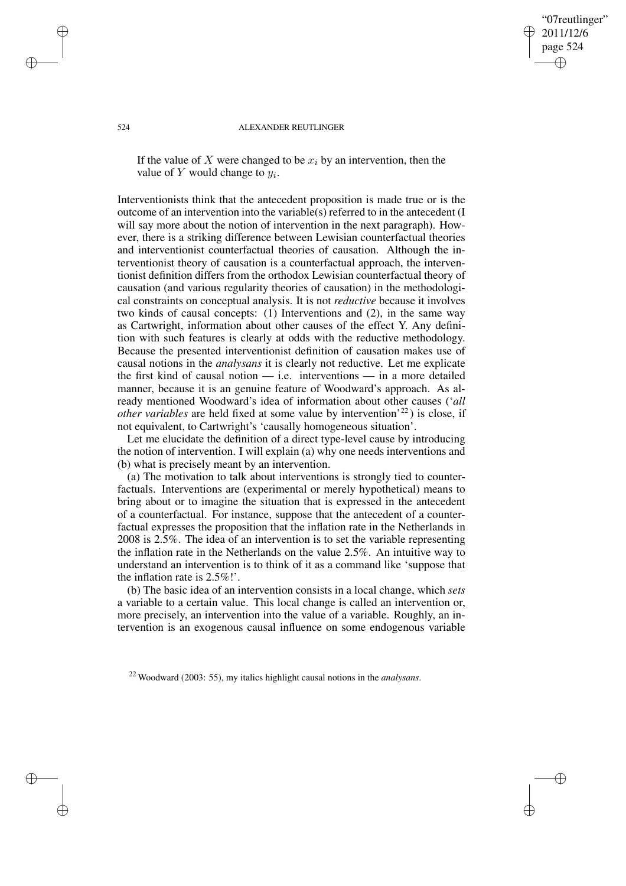If the value of $X$ were changed to be $x_i$ by an intervention, then the value of $Y$ would change to $y_i$.

Interventionists think that the antecedent proposition is made true or is the outcome of an intervention into the variable(s) referred to in the antecedent (I will say more about the notion of intervention in the next paragraph). However, there is a striking difference between Lewisian counterfactual theories and interventionist counterfactual theories of causation. Although the interventionist theory of causation is a counterfactual approach, the interventionist definition differs from the orthodox Lewisian counterfactual theory of causation (and various regularity theories of causation) in the methodological constraints on conceptual analysis. It is not *reductive* because it involves two kinds of causal concepts: (1) Interventions and (2), in the same way as Cartwright, information about other causes of the effect Y. Any definition with such features is clearly at odds with the reductive methodology. Because the presented interventionist definition of causation makes use of causal notions in the *analysans* it is clearly not reductive. Let me explicate the first kind of causal notion — i.e. interventions — in a more detailed manner, because it is an genuine feature of Woodward's approach. As already mentioned Woodward's idea of information about other causes ('*all other variables* are held fixed at some value by intervention'[22]) is close, if not equivalent, to Cartwright's 'causally homogeneous situation'.

Let me elucidate the definition of a direct type-level cause by introducing the notion of intervention. I will explain (a) why one needs interventions and (b) what is precisely meant by an intervention.

(a) The motivation to talk about interventions is strongly tied to counterfactuals. Interventions are (experimental or merely hypothetical) means to bring about or to imagine the situation that is expressed in the antecedent of a counterfactual. For instance, suppose that the antecedent of a counterfactual expresses the proposition that the inflation rate in the Netherlands in 2008 is 2.5%. The idea of an intervention is to set the variable representing the inflation rate in the Netherlands on the value 2.5%. An intuitive way to understand an intervention is to think of it as a command like 'suppose that the inflation rate is 2.5%!'.

(b) The basic idea of an intervention consists in a local change, which *sets* a variable to a certain value. This local change is called an intervention or, more precisely, an intervention into the value of a variable. Roughly, an intervention is an exogenous causal influence on some endogenous variable

[22] Woodward (2003: 55), my italics highlight causal notions in the *analysans*.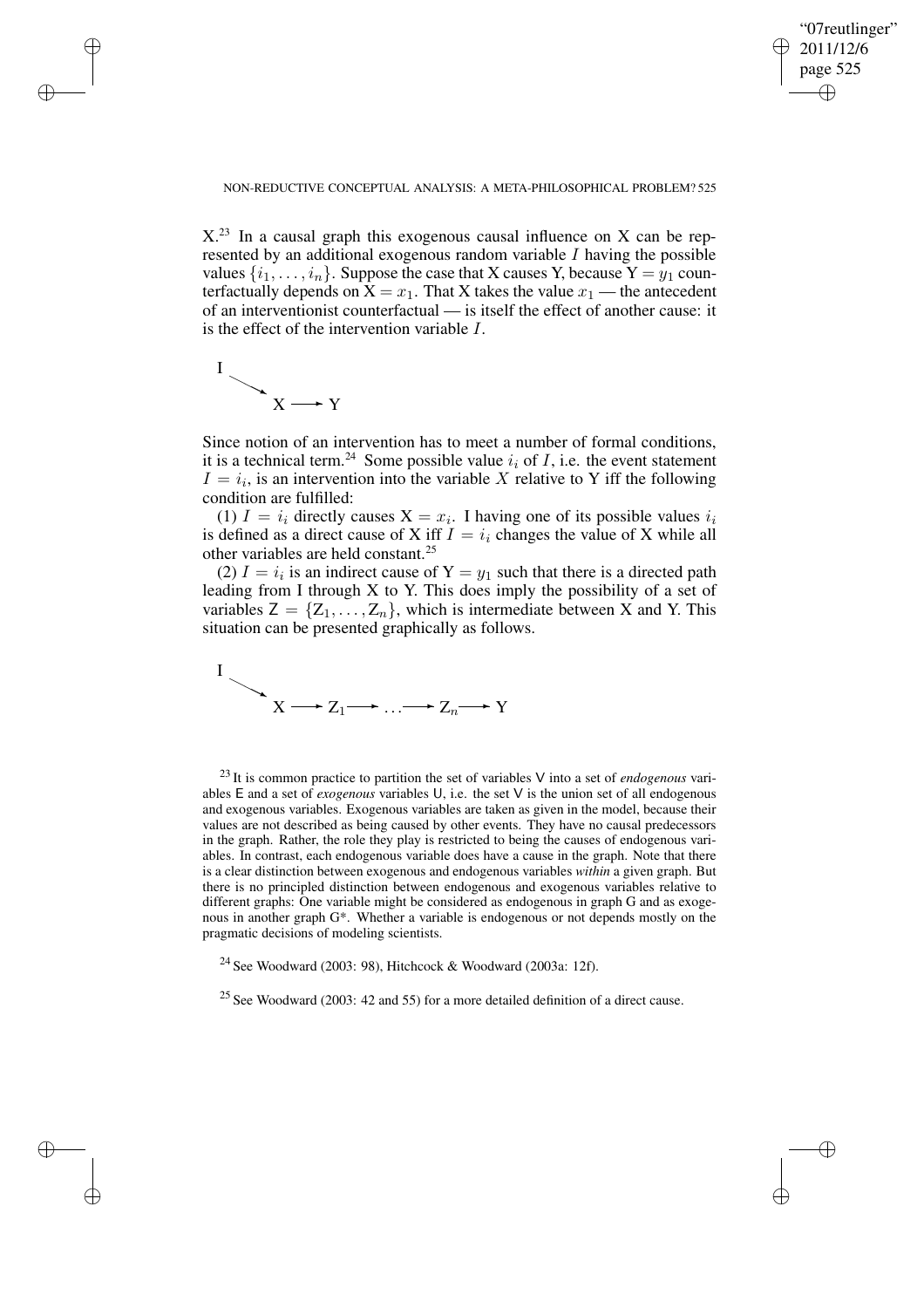X.[23] In a causal graph this exogenous causal influence on X can be represented by an additional exogenous random variable $I$ having the possible values $\{i_1, \ldots, i_n\}$. Suppose the case that X causes Y, because $\mathrm{Y} = y_1$ counterfactually depends on $\mathrm{X} = x_1$. That X takes the value $x_1$ — the antecedent of an interventionist counterfactual — is itself the effect of another cause: it is the effect of the intervention variable $I$.

$$I \rightarrow X \rightarrow Y$$

Since notion of an intervention has to meet a number of formal conditions, it is a technical term.[24] Some possible value $i_i$ of $I$, i.e. the event statement $I = i_i$, is an intervention into the variable $X$ relative to Y iff the following condition are fulfilled:

(1) $I = i_i$ directly causes $\mathrm{X} = x_i$. I having one of its possible values $i_i$ is defined as a direct cause of X iff $I = i_i$ changes the value of X while all other variables are held constant.[25]

(2) $I = i_i$ is an indirect cause of $\mathrm{Y} = y_1$ such that there is a directed path leading from I through X to Y. This does imply the possibility of a set of variables $\mathsf{Z} = \{\mathrm{Z}_1, \ldots, \mathrm{Z}_n\}$, which is intermediate between X and Y. This situation can be presented graphically as follows.

$$I \rightarrow X \rightarrow Z_1 \rightarrow \ldots \rightarrow Z_n \rightarrow Y$$

[23] It is common practice to partition the set of variables V into a set of *endogenous* variables E and a set of *exogenous* variables U, i.e. the set V is the union set of all endogenous and exogenous variables. Exogenous variables are taken as given in the model, because their values are not described as being caused by other events. They have no causal predecessors in the graph. Rather, the role they play is restricted to being the causes of endogenous variables. In contrast, each endogenous variable does have a cause in the graph. Note that there is a clear distinction between exogenous and endogenous variables *within* a given graph. But there is no principled distinction between endogenous and exogenous variables relative to different graphs: One variable might be considered as endogenous in graph G and as exogenous in another graph G*. Whether a variable is endogenous or not depends mostly on the pragmatic decisions of modeling scientists.

[24] See Woodward (2003: 98), Hitchcock & Woodward (2003a: 12f).

[25] See Woodward (2003: 42 and 55) for a more detailed definition of a direct cause.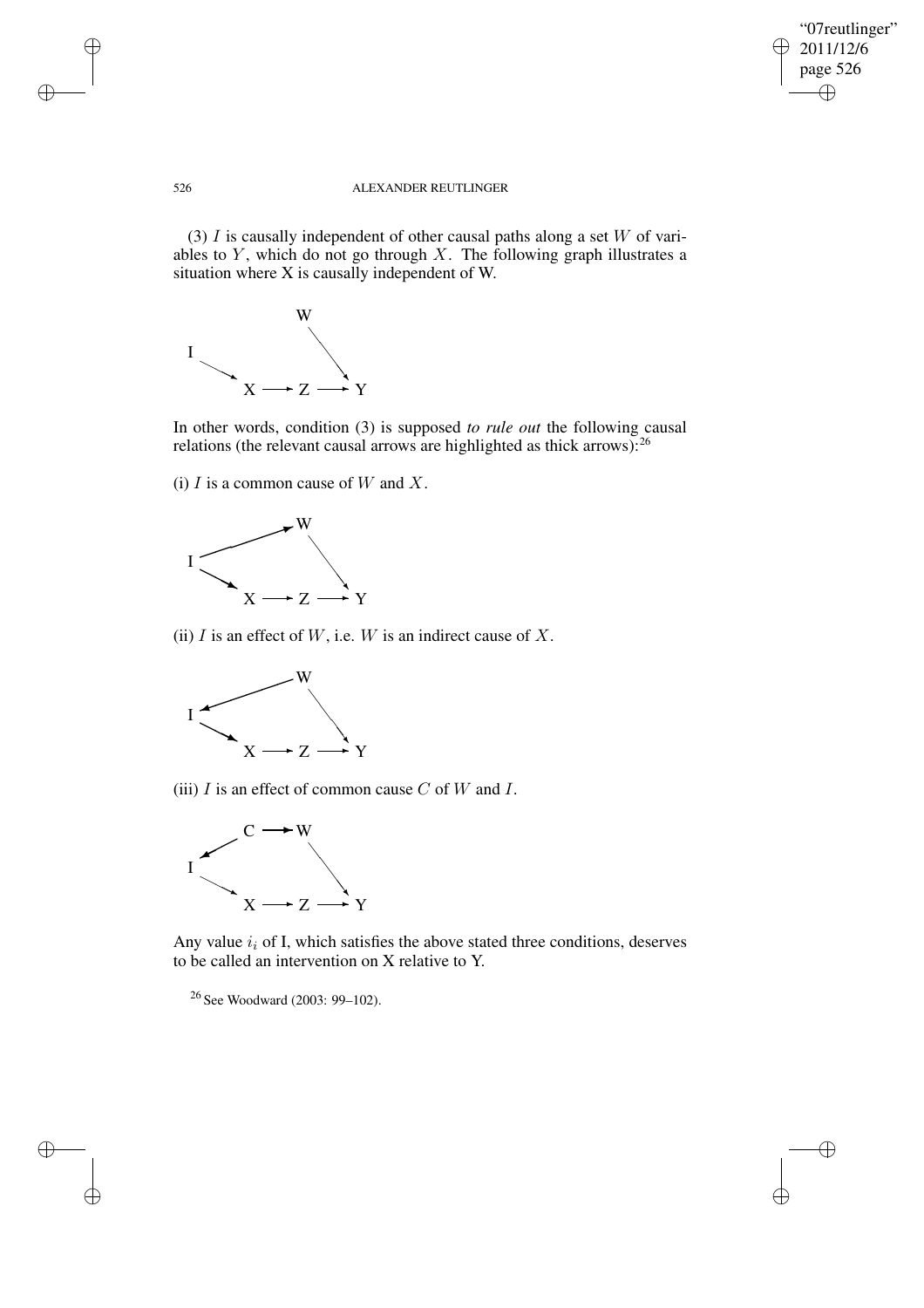(3) $I$ is causally independent of other causal paths along a set $W$ of variables to $Y$, which do not go through $X$. The following graph illustrates a situation where X is causally independent of W.

In other words, condition (3) is supposed *to rule out* the following causal relations (the relevant causal arrows are highlighted as thick arrows):[26]

(i) $I$ is a common cause of $W$ and $X$.

(ii) $I$ is an effect of $W$, i.e. $W$ is an indirect cause of $X$.

(iii) $I$ is an effect of common cause $C$ of $W$ and $I$.

Any value $i_i$ of I, which satisfies the above stated three conditions, deserves to be called an intervention on X relative to Y.

[26] See Woodward (2003: 99–102).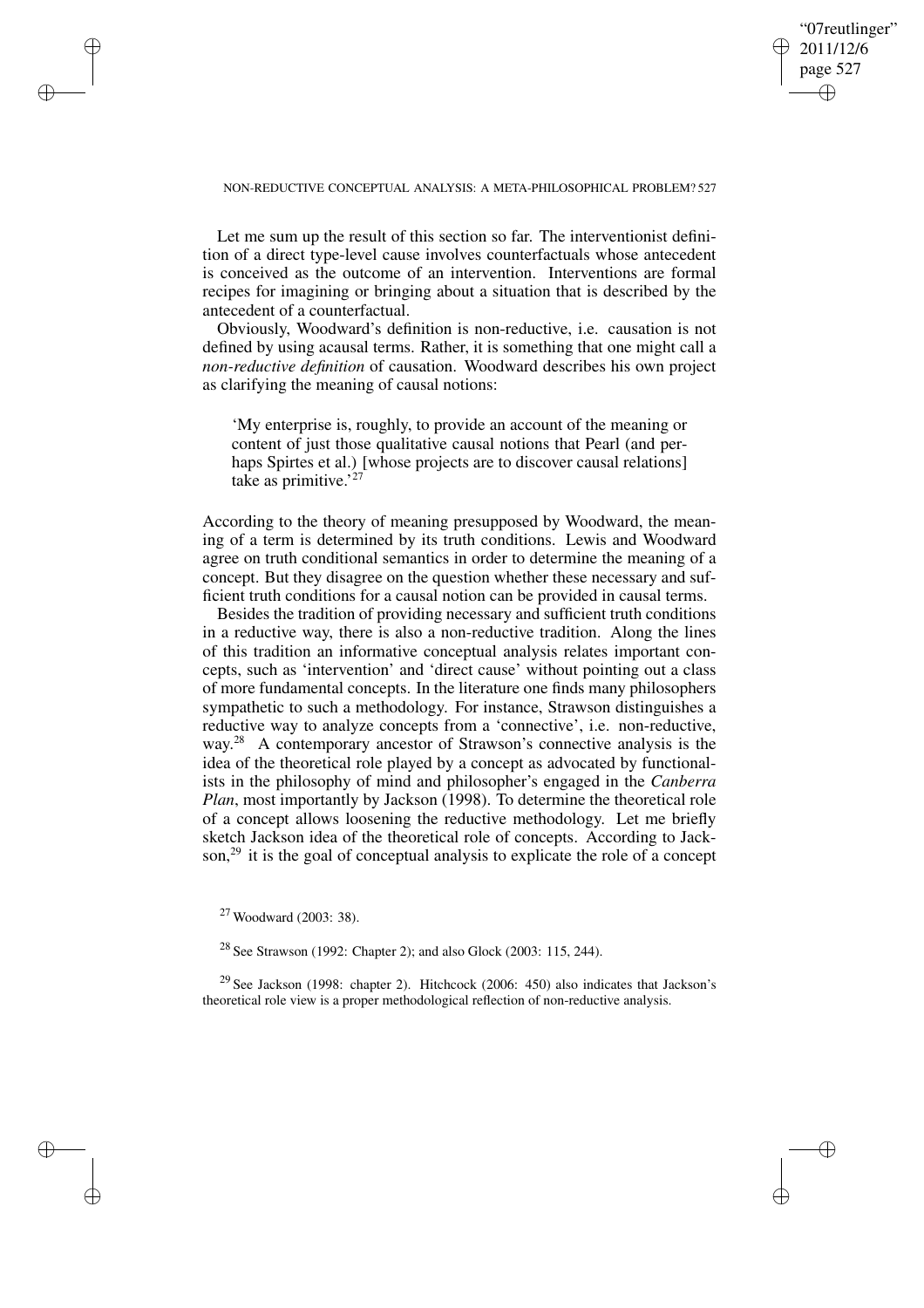Let me sum up the result of this section so far. The interventionist definition of a direct type-level cause involves counterfactuals whose antecedent is conceived as the outcome of an intervention. Interventions are formal recipes for imagining or bringing about a situation that is described by the antecedent of a counterfactual.

Obviously, Woodward's definition is non-reductive, i.e. causation is not defined by using acausal terms. Rather, it is something that one might call a *non-reductive definition* of causation. Woodward describes his own project as clarifying the meaning of causal notions:

> 'My enterprise is, roughly, to provide an account of the meaning or content of just those qualitative causal notions that Pearl (and perhaps Spirtes et al.) [whose projects are to discover causal relations] take as primitive.'[27]

According to the theory of meaning presupposed by Woodward, the meaning of a term is determined by its truth conditions. Lewis and Woodward agree on truth conditional semantics in order to determine the meaning of a concept. But they disagree on the question whether these necessary and sufficient truth conditions for a causal notion can be provided in causal terms.

Besides the tradition of providing necessary and sufficient truth conditions in a reductive way, there is also a non-reductive tradition. Along the lines of this tradition an informative conceptual analysis relates important concepts, such as 'intervention' and 'direct cause' without pointing out a class of more fundamental concepts. In the literature one finds many philosophers sympathetic to such a methodology. For instance, Strawson distinguishes a reductive way to analyze concepts from a 'connective', i.e. non-reductive, way.[28] A contemporary ancestor of Strawson's connective analysis is the idea of the theoretical role played by a concept as advocated by functionalists in the philosophy of mind and philosopher's engaged in the *Canberra Plan*, most importantly by Jackson (1998). To determine the theoretical role of a concept allows loosening the reductive methodology. Let me briefly sketch Jackson idea of the theoretical role of concepts. According to Jackson,[29] it is the goal of conceptual analysis to explicate the role of a concept

[27] Woodward (2003: 38).

[28] See Strawson (1992: Chapter 2); and also Glock (2003: 115, 244).

[29] See Jackson (1998: chapter 2). Hitchcock (2006: 450) also indicates that Jackson's theoretical role view is a proper methodological reflection of non-reductive analysis.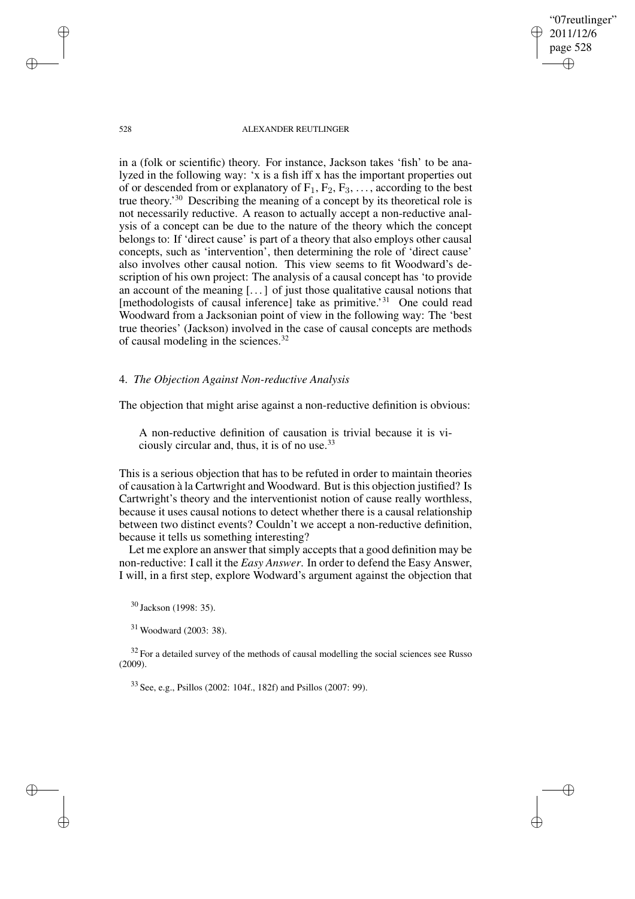in a (folk or scientific) theory. For instance, Jackson takes 'fish' to be analyzed in the following way: 'x is a fish iff x has the important properties out of or descended from or explanatory of $F_1$, $F_2$, $F_3$, ..., according to the best true theory.'[30] Describing the meaning of a concept by its theoretical role is not necessarily reductive. A reason to actually accept a non-reductive analysis of a concept can be due to the nature of the theory which the concept belongs to: If 'direct cause' is part of a theory that also employs other causal concepts, such as 'intervention', then determining the role of 'direct cause' also involves other causal notion. This view seems to fit Woodward's description of his own project: The analysis of a causal concept has 'to provide an account of the meaning [...] of just those qualitative causal notions that [methodologists of causal inference] take as primitive.'[31] One could read Woodward from a Jacksonian point of view in the following way: The 'best true theories' (Jackson) involved in the case of causal concepts are methods of causal modeling in the sciences.[32]

## 4. *The Objection Against Non-reductive Analysis*

The objection that might arise against a non-reductive definition is obvious:

> A non-reductive definition of causation is trivial because it is viciously circular and, thus, it is of no use.[33]

This is a serious objection that has to be refuted in order to maintain theories of causation à la Cartwright and Woodward. But is this objection justified? Is Cartwright's theory and the interventionist notion of cause really worthless, because it uses causal notions to detect whether there is a causal relationship between two distinct events? Couldn't we accept a non-reductive definition, because it tells us something interesting?

Let me explore an answer that simply accepts that a good definition may be non-reductive: I call it the *Easy Answer*. In order to defend the Easy Answer, I will, in a first step, explore Wodward's argument against the objection that

[30] Jackson (1998: 35).

[31] Woodward (2003: 38).

[32] For a detailed survey of the methods of causal modelling the social sciences see Russo (2009).

[33] See, e.g., Psillos (2002: 104f., 182f) and Psillos (2007: 99).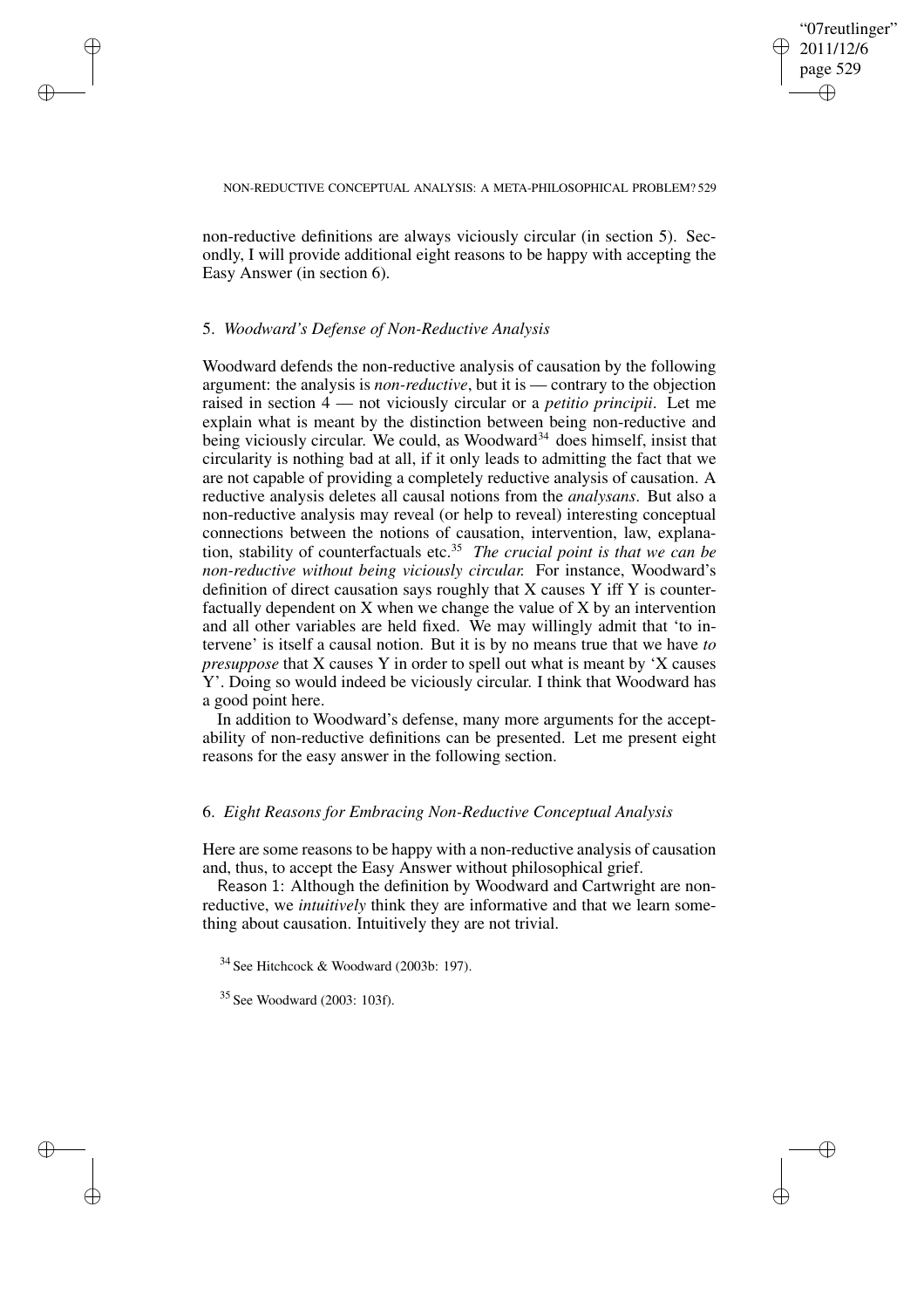non-reductive definitions are always viciously circular (in section 5). Secondly, I will provide additional eight reasons to be happy with accepting the Easy Answer (in section 6).

## 5. *Woodward's Defense of Non-Reductive Analysis*

Woodward defends the non-reductive analysis of causation by the following argument: the analysis is *non-reductive*, but it is — contrary to the objection raised in section 4 — not viciously circular or a *petitio principii*. Let me explain what is meant by the distinction between being non-reductive and being viciously circular. We could, as Woodward[34] does himself, insist that circularity is nothing bad at all, if it only leads to admitting the fact that we are not capable of providing a completely reductive analysis of causation. A reductive analysis deletes all causal notions from the *analysans*. But also a non-reductive analysis may reveal (or help to reveal) interesting conceptual connections between the notions of causation, intervention, law, explanation, stability of counterfactuals etc.[35] *The crucial point is that we can be non-reductive without being viciously circular.* For instance, Woodward's definition of direct causation says roughly that X causes Y iff Y is counterfactually dependent on X when we change the value of X by an intervention and all other variables are held fixed. We may willingly admit that 'to intervene' is itself a causal notion. But it is by no means true that we have *to presuppose* that X causes Y in order to spell out what is meant by 'X causes Y'. Doing so would indeed be viciously circular. I think that Woodward has a good point here.

In addition to Woodward's defense, many more arguments for the acceptability of non-reductive definitions can be presented. Let me present eight reasons for the easy answer in the following section.

## 6. *Eight Reasons for Embracing Non-Reductive Conceptual Analysis*

Here are some reasons to be happy with a non-reductive analysis of causation and, thus, to accept the Easy Answer without philosophical grief.

Reason 1: Although the definition by Woodward and Cartwright are non-reductive, we *intuitively* think they are informative and that we learn something about causation. Intuitively they are not trivial.

[34] See Hitchcock & Woodward (2003b: 197).

[35] See Woodward (2003: 103f).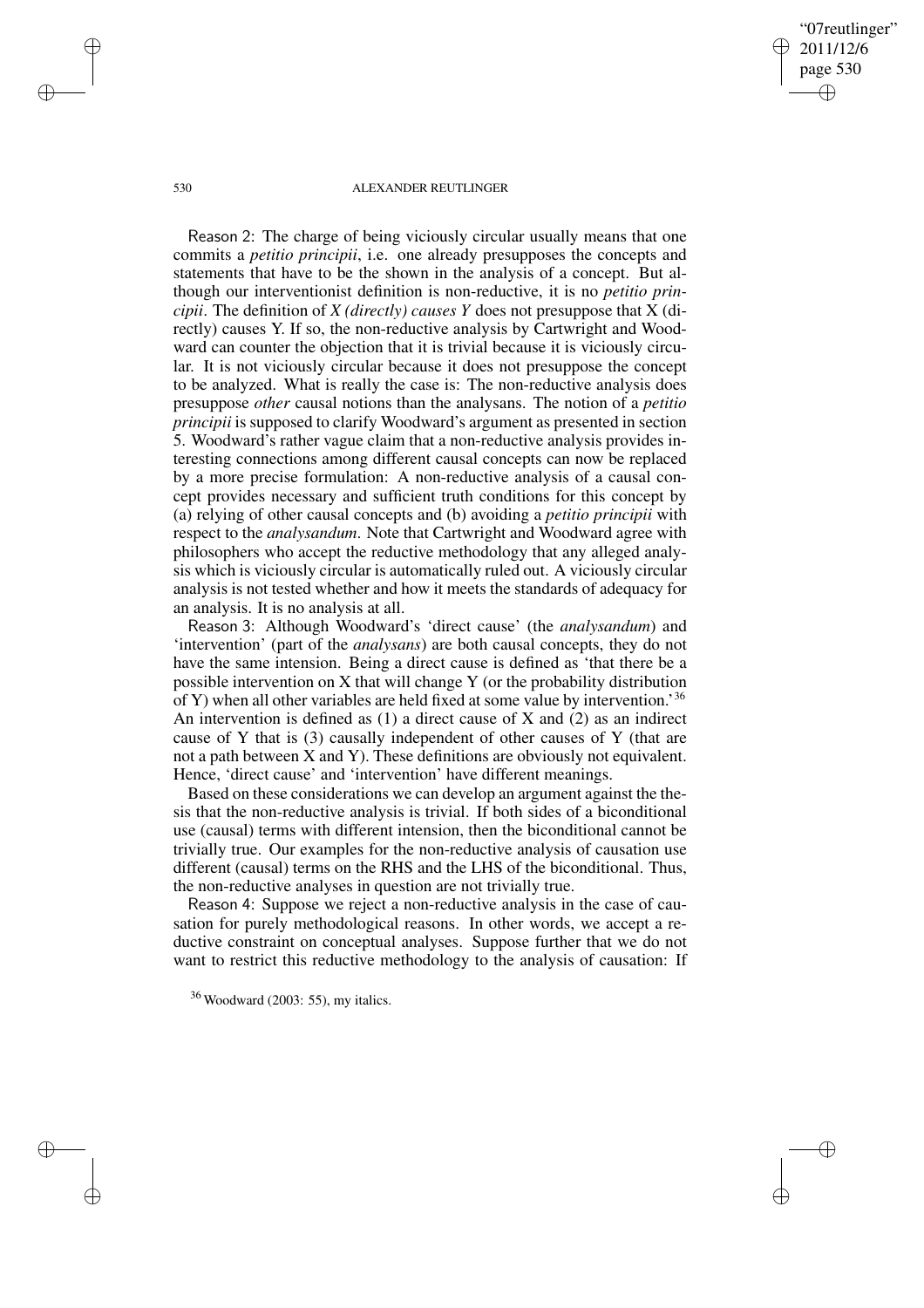Reason 2: The charge of being viciously circular usually means that one commits a *petitio principii*, i.e. one already presupposes the concepts and statements that have to be the shown in the analysis of a concept. But although our interventionist definition is non-reductive, it is no *petitio principii*. The definition of *X (directly) causes Y* does not presuppose that X (directly) causes Y. If so, the non-reductive analysis by Cartwright and Woodward can counter the objection that it is trivial because it is viciously circular. It is not viciously circular because it does not presuppose the concept to be analyzed. What is really the case is: The non-reductive analysis does presuppose *other* causal notions than the analysans. The notion of a *petitio principii* is supposed to clarify Woodward's argument as presented in section 5. Woodward's rather vague claim that a non-reductive analysis provides interesting connections among different causal concepts can now be replaced by a more precise formulation: A non-reductive analysis of a causal concept provides necessary and sufficient truth conditions for this concept by (a) relying of other causal concepts and (b) avoiding a *petitio principii* with respect to the *analysandum*. Note that Cartwright and Woodward agree with philosophers who accept the reductive methodology that any alleged analysis which is viciously circular is automatically ruled out. A viciously circular analysis is not tested whether and how it meets the standards of adequacy for an analysis. It is no analysis at all.

Reason 3: Although Woodward's 'direct cause' (the *analysandum*) and 'intervention' (part of the *analysans*) are both causal concepts, they do not have the same intension. Being a direct cause is defined as 'that there be a possible intervention on X that will change Y (or the probability distribution of Y) when all other variables are held fixed at some value by intervention.'[36] An intervention is defined as (1) a direct cause of X and (2) as an indirect cause of Y that is (3) causally independent of other causes of Y (that are not a path between X and Y). These definitions are obviously not equivalent. Hence, 'direct cause' and 'intervention' have different meanings.

Based on these considerations we can develop an argument against the thesis that the non-reductive analysis is trivial. If both sides of a biconditional use (causal) terms with different intension, then the biconditional cannot be trivially true. Our examples for the non-reductive analysis of causation use different (causal) terms on the RHS and the LHS of the biconditional. Thus, the non-reductive analyses in question are not trivially true.

Reason 4: Suppose we reject a non-reductive analysis in the case of causation for purely methodological reasons. In other words, we accept a reductive constraint on conceptual analyses. Suppose further that we do not want to restrict this reductive methodology to the analysis of causation: If

[36] Woodward (2003: 55), my italics.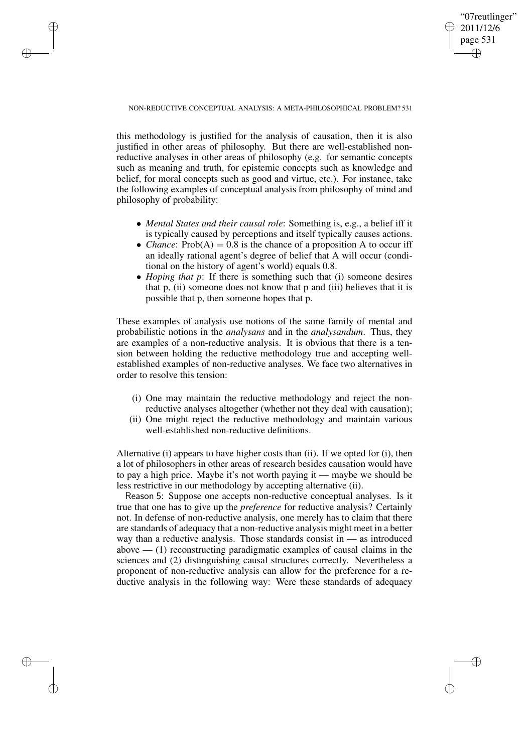this methodology is justified for the analysis of causation, then it is also justified in other areas of philosophy. But there are well-established non-reductive analyses in other areas of philosophy (e.g. for semantic concepts such as meaning and truth, for epistemic concepts such as knowledge and belief, for moral concepts such as good and virtue, etc.). For instance, take the following examples of conceptual analysis from philosophy of mind and philosophy of probability:

- *Mental States and their causal role*: Something is, e.g., a belief iff it is typically caused by perceptions and itself typically causes actions.
- *Chance*: $\text{Prob}(A) = 0.8$ is the chance of a proposition A to occur iff an ideally rational agent's degree of belief that A will occur (conditional on the history of agent's world) equals 0.8.
- *Hoping that p*: If there is something such that (i) someone desires that p, (ii) someone does not know that p and (iii) believes that it is possible that p, then someone hopes that p.

These examples of analysis use notions of the same family of mental and probabilistic notions in the *analysans* and in the *analysandum*. Thus, they are examples of a non-reductive analysis. It is obvious that there is a tension between holding the reductive methodology true and accepting well-established examples of non-reductive analyses. We face two alternatives in order to resolve this tension:

(i) One may maintain the reductive methodology and reject the non-reductive analyses altogether (whether not they deal with causation);
(ii) One might reject the reductive methodology and maintain various well-established non-reductive definitions.

Alternative (i) appears to have higher costs than (ii). If we opted for (i), then a lot of philosophers in other areas of research besides causation would have to pay a high price. Maybe it's not worth paying it — maybe we should be less restrictive in our methodology by accepting alternative (ii).

Reason 5: Suppose one accepts non-reductive conceptual analyses. Is it true that one has to give up the *preference* for reductive analysis? Certainly not. In defense of non-reductive analysis, one merely has to claim that there are standards of adequacy that a non-reductive analysis might meet in a better way than a reductive analysis. Those standards consist in — as introduced above — (1) reconstructing paradigmatic examples of causal claims in the sciences and (2) distinguishing causal structures correctly. Nevertheless a proponent of non-reductive analysis can allow for the preference for a reductive analysis in the following way: Were these standards of adequacy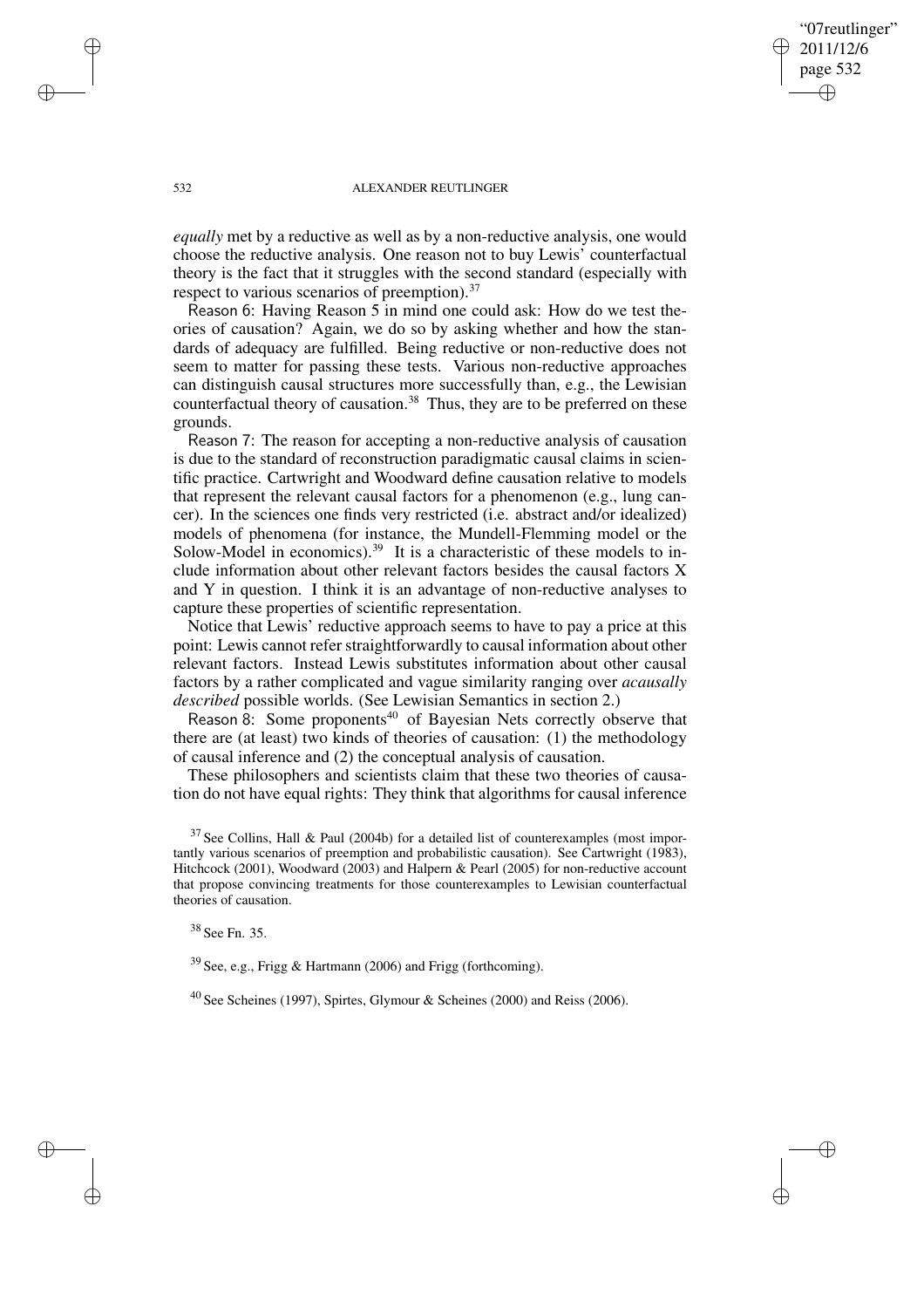*equally* met by a reductive as well as by a non-reductive analysis, one would choose the reductive analysis. One reason not to buy Lewis' counterfactual theory is the fact that it struggles with the second standard (especially with respect to various scenarios of preemption).[37]

Reason 6: Having Reason 5 in mind one could ask: How do we test theories of causation? Again, we do so by asking whether and how the standards of adequacy are fulfilled. Being reductive or non-reductive does not seem to matter for passing these tests. Various non-reductive approaches can distinguish causal structures more successfully than, e.g., the Lewisian counterfactual theory of causation.[38] Thus, they are to be preferred on these grounds.

Reason 7: The reason for accepting a non-reductive analysis of causation is due to the standard of reconstruction paradigmatic causal claims in scientific practice. Cartwright and Woodward define causation relative to models that represent the relevant causal factors for a phenomenon (e.g., lung cancer). In the sciences one finds very restricted (i.e. abstract and/or idealized) models of phenomena (for instance, the Mundell-Flemming model or the Solow-Model in economics).[39] It is a characteristic of these models to include information about other relevant factors besides the causal factors X and Y in question. I think it is an advantage of non-reductive analyses to capture these properties of scientific representation.

Notice that Lewis' reductive approach seems to have to pay a price at this point: Lewis cannot refer straightforwardly to causal information about other relevant factors. Instead Lewis substitutes information about other causal factors by a rather complicated and vague similarity ranging over *acausally described* possible worlds. (See Lewisian Semantics in section 2.)

Reason 8: Some proponents[40] of Bayesian Nets correctly observe that there are (at least) two kinds of theories of causation: (1) the methodology of causal inference and (2) the conceptual analysis of causation.

These philosophers and scientists claim that these two theories of causation do not have equal rights: They think that algorithms for causal inference

---

[37] See Collins, Hall & Paul (2004b) for a detailed list of counterexamples (most importantly various scenarios of preemption and probabilistic causation). See Cartwright (1983), Hitchcock (2001), Woodward (2003) and Halpern & Pearl (2005) for non-reductive account that propose convincing treatments for those counterexamples to Lewisian counterfactual theories of causation.

[38] See Fn. 35.

[39] See, e.g., Frigg & Hartmann (2006) and Frigg (forthcoming).

[40] See Scheines (1997), Spirtes, Glymour & Scheines (2000) and Reiss (2006).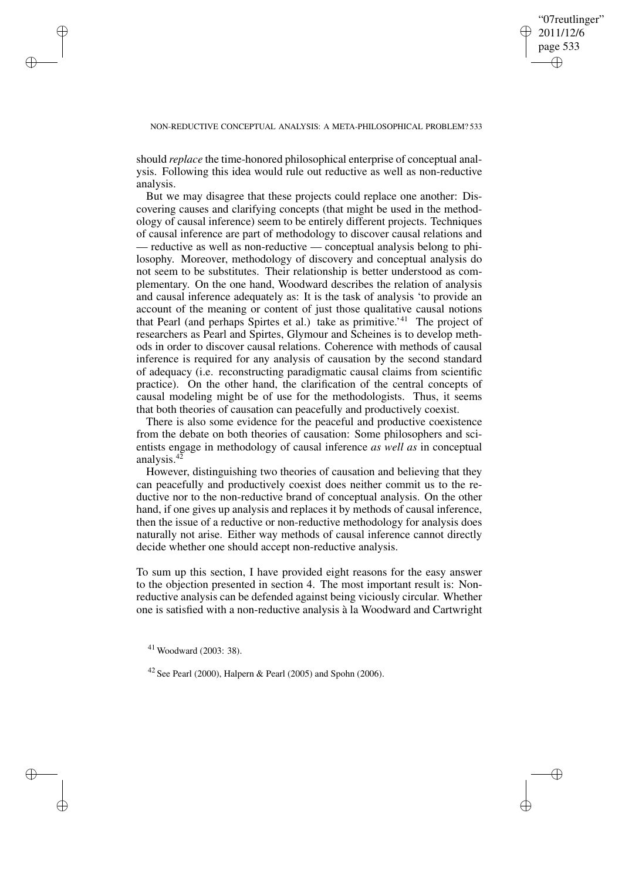should *replace* the time-honored philosophical enterprise of conceptual analysis. Following this idea would rule out reductive as well as non-reductive analysis.

But we may disagree that these projects could replace one another: Discovering causes and clarifying concepts (that might be used in the methodology of causal inference) seem to be entirely different projects. Techniques of causal inference are part of methodology to discover causal relations and — reductive as well as non-reductive — conceptual analysis belong to philosophy. Moreover, methodology of discovery and conceptual analysis do not seem to be substitutes. Their relationship is better understood as complementary. On the one hand, Woodward describes the relation of analysis and causal inference adequately as: It is the task of analysis 'to provide an account of the meaning or content of just those qualitative causal notions that Pearl (and perhaps Spirtes et al.) take as primitive.'[41] The project of researchers as Pearl and Spirtes, Glymour and Scheines is to develop methods in order to discover causal relations. Coherence with methods of causal inference is required for any analysis of causation by the second standard of adequacy (i.e. reconstructing paradigmatic causal claims from scientific practice). On the other hand, the clarification of the central concepts of causal modeling might be of use for the methodologists. Thus, it seems that both theories of causation can peacefully and productively coexist.

There is also some evidence for the peaceful and productive coexistence from the debate on both theories of causation: Some philosophers and scientists engage in methodology of causal inference *as well as* in conceptual analysis.[42]

However, distinguishing two theories of causation and believing that they can peacefully and productively coexist does neither commit us to the reductive nor to the non-reductive brand of conceptual analysis. On the other hand, if one gives up analysis and replaces it by methods of causal inference, then the issue of a reductive or non-reductive methodology for analysis does naturally not arise. Either way methods of causal inference cannot directly decide whether one should accept non-reductive analysis.

To sum up this section, I have provided eight reasons for the easy answer to the objection presented in section 4. The most important result is: Non-reductive analysis can be defended against being viciously circular. Whether one is satisfied with a non-reductive analysis à la Woodward and Cartwright

[41] Woodward (2003: 38).

[42] See Pearl (2000), Halpern & Pearl (2005) and Spohn (2006).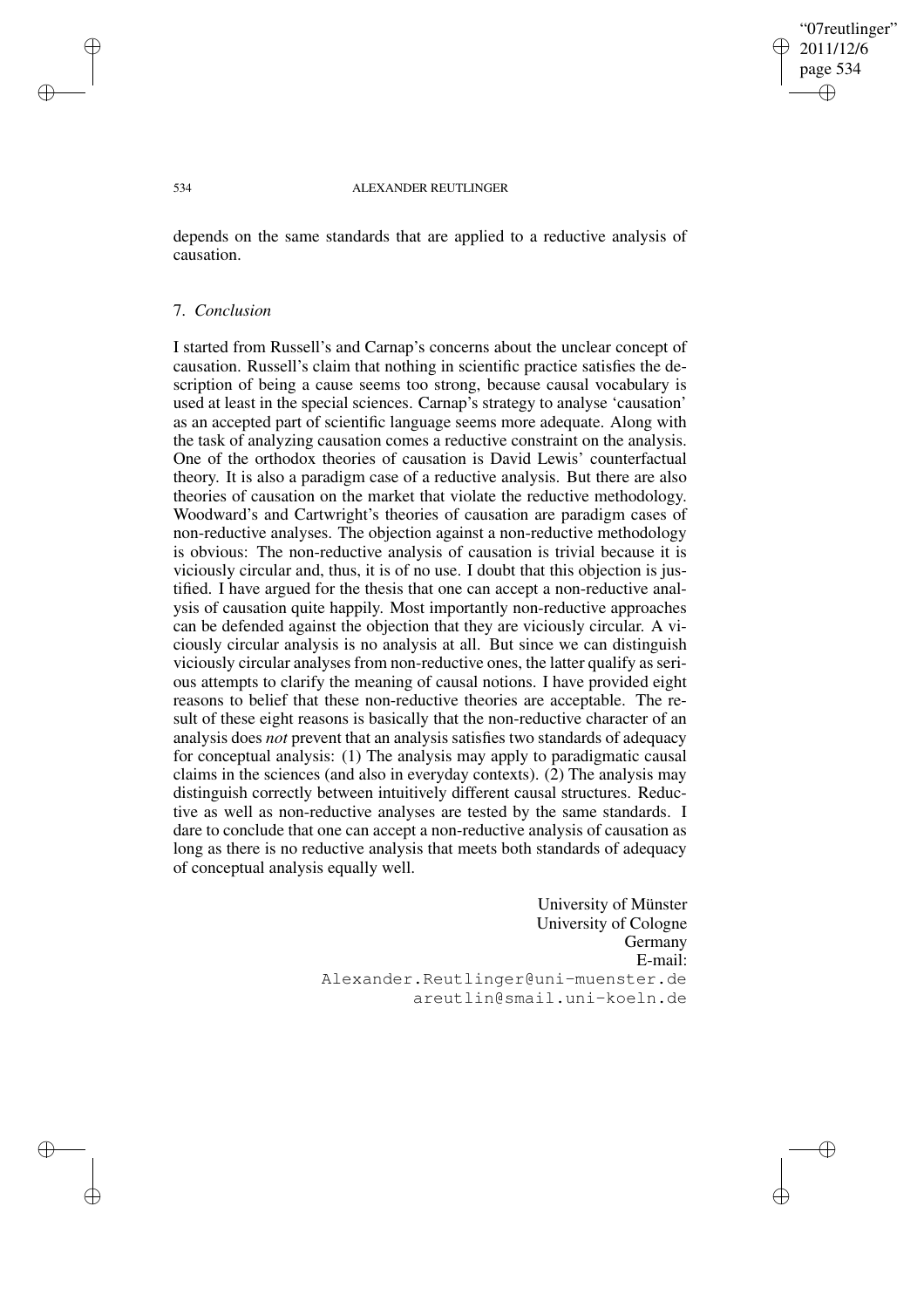depends on the same standards that are applied to a reductive analysis of causation.

## 7. *Conclusion*

I started from Russell's and Carnap's concerns about the unclear concept of causation. Russell's claim that nothing in scientific practice satisfies the description of being a cause seems too strong, because causal vocabulary is used at least in the special sciences. Carnap's strategy to analyse 'causation' as an accepted part of scientific language seems more adequate. Along with the task of analyzing causation comes a reductive constraint on the analysis. One of the orthodox theories of causation is David Lewis' counterfactual theory. It is also a paradigm case of a reductive analysis. But there are also theories of causation on the market that violate the reductive methodology. Woodward's and Cartwright's theories of causation are paradigm cases of non-reductive analyses. The objection against a non-reductive methodology is obvious: The non-reductive analysis of causation is trivial because it is viciously circular and, thus, it is of no use. I doubt that this objection is justified. I have argued for the thesis that one can accept a non-reductive analysis of causation quite happily. Most importantly non-reductive approaches can be defended against the objection that they are viciously circular. A viciously circular analysis is no analysis at all. But since we can distinguish viciously circular analyses from non-reductive ones, the latter qualify as serious attempts to clarify the meaning of causal notions. I have provided eight reasons to belief that these non-reductive theories are acceptable. The result of these eight reasons is basically that the non-reductive character of an analysis does *not* prevent that an analysis satisfies two standards of adequacy for conceptual analysis: (1) The analysis may apply to paradigmatic causal claims in the sciences (and also in everyday contexts). (2) The analysis may distinguish correctly between intuitively different causal structures. Reductive as well as non-reductive analyses are tested by the same standards. I dare to conclude that one can accept a non-reductive analysis of causation as long as there is no reductive analysis that meets both standards of adequacy of conceptual analysis equally well.

University of Münster
University of Cologne
Germany
E-mail:
Alexander.Reutlinger@uni-muenster.de
areutlin@smail.uni-koeln.de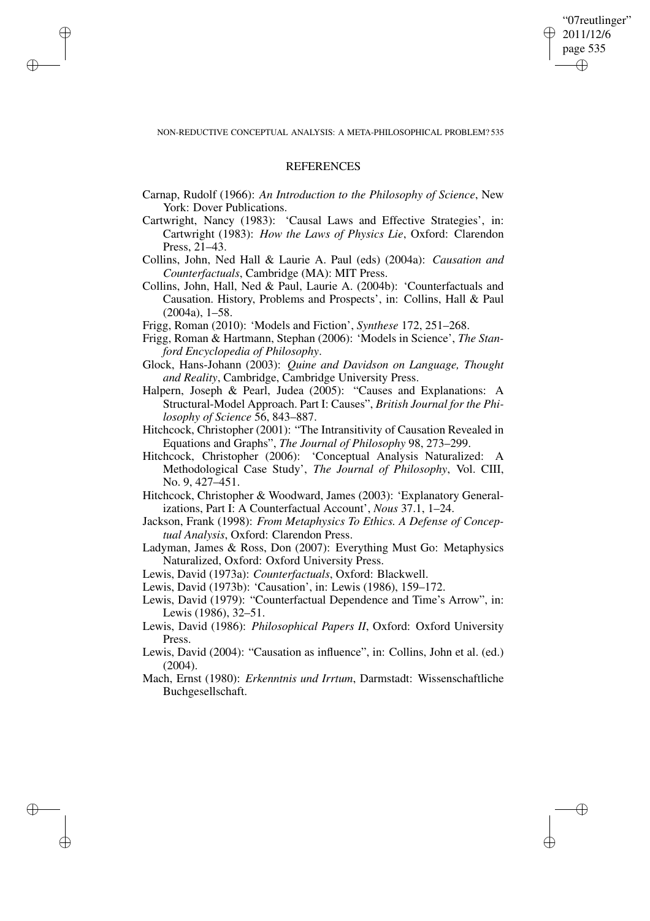## REFERENCES

Carnap, Rudolf (1966): *An Introduction to the Philosophy of Science*, New York: Dover Publications.

Cartwright, Nancy (1983): 'Causal Laws and Effective Strategies', in: Cartwright (1983): *How the Laws of Physics Lie*, Oxford: Clarendon Press, 21–43.

Collins, John, Ned Hall & Laurie A. Paul (eds) (2004a): *Causation and Counterfactuals*, Cambridge (MA): MIT Press.

Collins, John, Hall, Ned & Paul, Laurie A. (2004b): 'Counterfactuals and Causation. History, Problems and Prospects', in: Collins, Hall & Paul (2004a), 1–58.

Frigg, Roman (2010): 'Models and Fiction', *Synthese* 172, 251–268.

Frigg, Roman & Hartmann, Stephan (2006): 'Models in Science', *The Stanford Encyclopedia of Philosophy*.

Glock, Hans-Johann (2003): *Quine and Davidson on Language, Thought and Reality*, Cambridge, Cambridge University Press.

Halpern, Joseph & Pearl, Judea (2005): "Causes and Explanations: A Structural-Model Approach. Part I: Causes", *British Journal for the Philosophy of Science* 56, 843–887.

Hitchcock, Christopher (2001): "The Intransitivity of Causation Revealed in Equations and Graphs", *The Journal of Philosophy* 98, 273–299.

Hitchcock, Christopher (2006): 'Conceptual Analysis Naturalized: A Methodological Case Study', *The Journal of Philosophy*, Vol. CIII, No. 9, 427–451.

Hitchcock, Christopher & Woodward, James (2003): 'Explanatory Generalizations, Part I: A Counterfactual Account', *Nous* 37.1, 1–24.

Jackson, Frank (1998): *From Metaphysics To Ethics. A Defense of Conceptual Analysis*, Oxford: Clarendon Press.

Ladyman, James & Ross, Don (2007): Everything Must Go: Metaphysics Naturalized, Oxford: Oxford University Press.

Lewis, David (1973a): *Counterfactuals*, Oxford: Blackwell.

Lewis, David (1973b): 'Causation', in: Lewis (1986), 159–172.

Lewis, David (1979): "Counterfactual Dependence and Time's Arrow", in: Lewis (1986), 32–51.

Lewis, David (1986): *Philosophical Papers II*, Oxford: Oxford University Press.

Lewis, David (2004): "Causation as influence", in: Collins, John et al. (ed.) (2004).

Mach, Ernst (1980): *Erkenntnis und Irrtum*, Darmstadt: Wissenschaftliche Buchgesellschaft.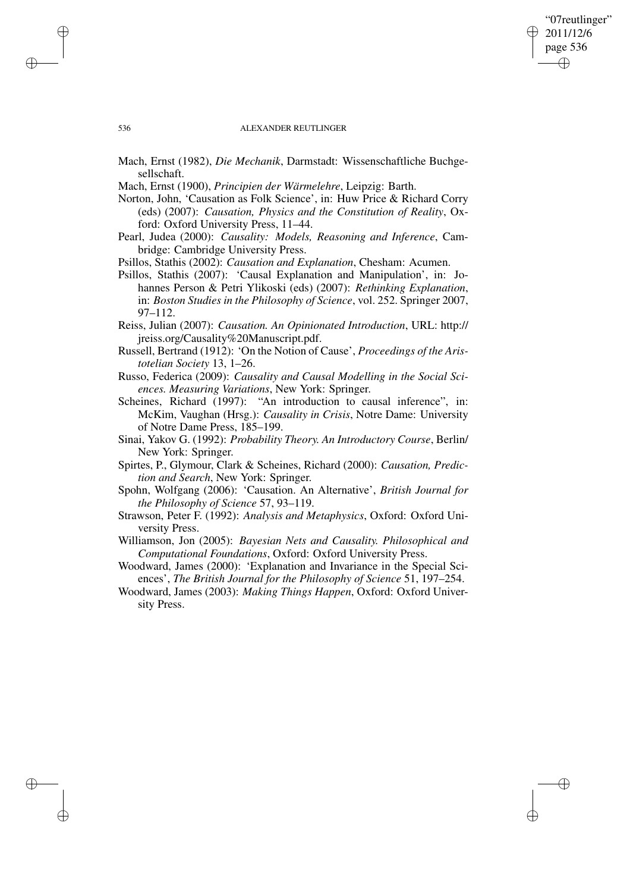Mach, Ernst (1982), *Die Mechanik*, Darmstadt: Wissenschaftliche Buchgesellschaft.

Mach, Ernst (1900), *Principien der Wärmelehre*, Leipzig: Barth.

Norton, John, 'Causation as Folk Science', in: Huw Price & Richard Corry (eds) (2007): *Causation, Physics and the Constitution of Reality*, Oxford: Oxford University Press, 11–44.

Pearl, Judea (2000): *Causality: Models, Reasoning and Inference*, Cambridge: Cambridge University Press.

Psillos, Stathis (2002): *Causation and Explanation*, Chesham: Acumen.

Psillos, Stathis (2007): 'Causal Explanation and Manipulation', in: Johannes Person & Petri Ylikoski (eds) (2007): *Rethinking Explanation*, in: *Boston Studies in the Philosophy of Science*, vol. 252. Springer 2007, 97–112.

Reiss, Julian (2007): *Causation. An Opinionated Introduction*, URL: http://jreiss.org/Causality%20Manuscript.pdf.

Russell, Bertrand (1912): 'On the Notion of Cause', *Proceedings of the Aristotelian Society* 13, 1–26.

Russo, Federica (2009): *Causality and Causal Modelling in the Social Sciences. Measuring Variations*, New York: Springer.

Scheines, Richard (1997): "An introduction to causal inference", in: McKim, Vaughan (Hrsg.): *Causality in Crisis*, Notre Dame: University of Notre Dame Press, 185–199.

Sinai, Yakov G. (1992): *Probability Theory. An Introductory Course*, Berlin/New York: Springer.

Spirtes, P., Glymour, Clark & Scheines, Richard (2000): *Causation, Prediction and Search*, New York: Springer.

Spohn, Wolfgang (2006): 'Causation. An Alternative', *British Journal for the Philosophy of Science* 57, 93–119.

Strawson, Peter F. (1992): *Analysis and Metaphysics*, Oxford: Oxford University Press.

Williamson, Jon (2005): *Bayesian Nets and Causality. Philosophical and Computational Foundations*, Oxford: Oxford University Press.

Woodward, James (2000): 'Explanation and Invariance in the Special Sciences', *The British Journal for the Philosophy of Science* 51, 197–254.

Woodward, James (2003): *Making Things Happen*, Oxford: Oxford University Press.